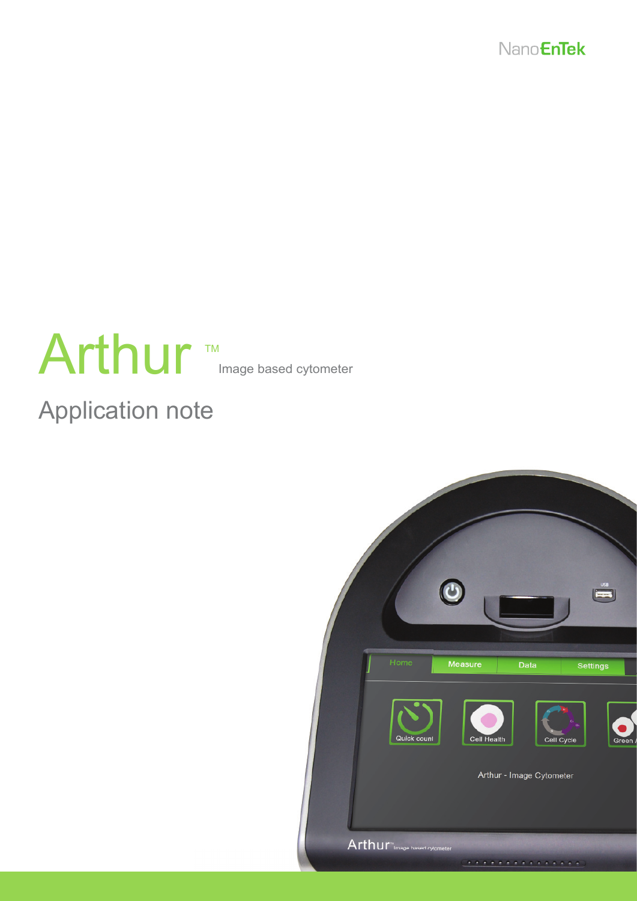NanoEnTek

# Arthur™ Image based cytometer

## Application note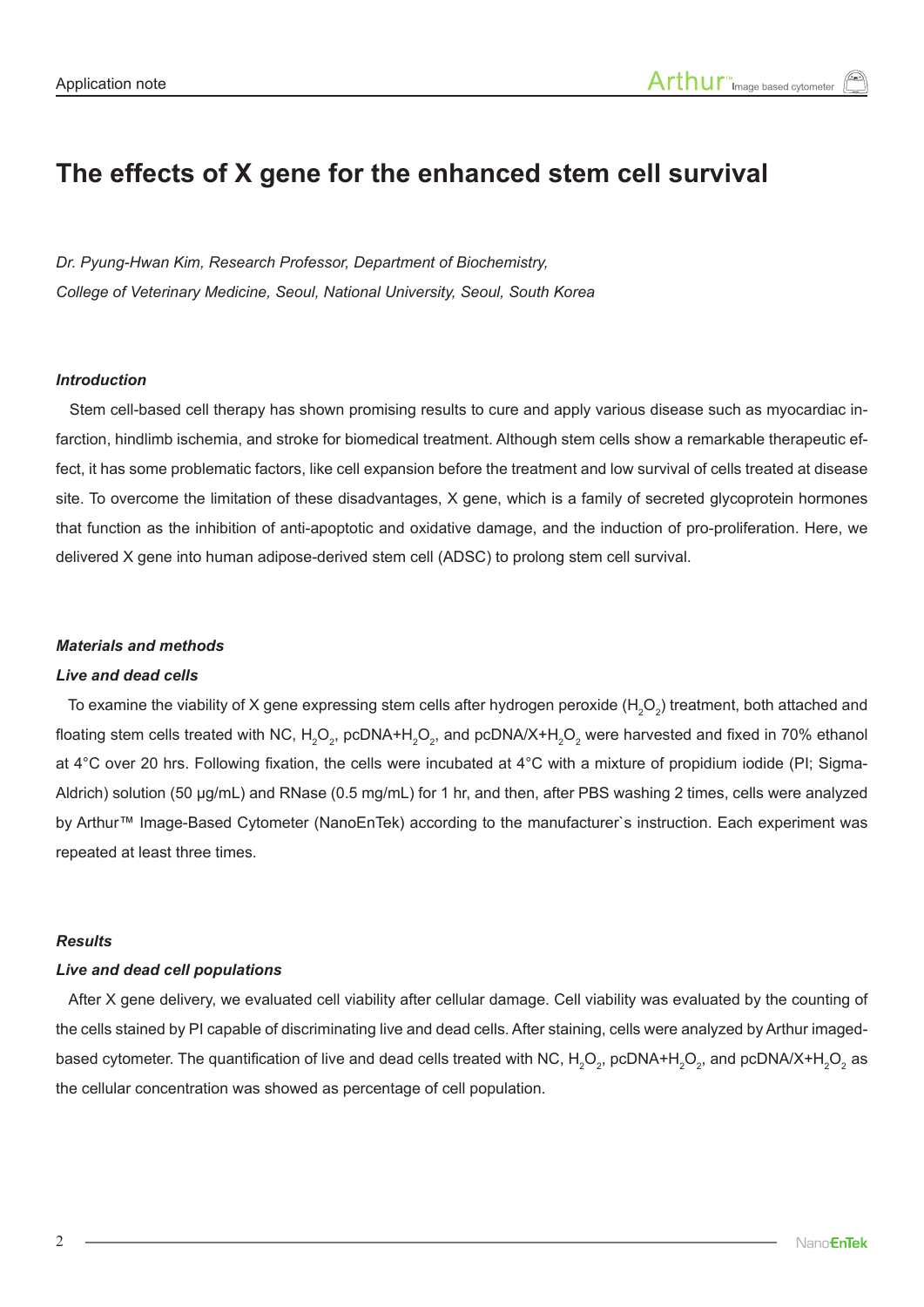# The effects of X gene for the enhanced stem cell survival

*Dr. Pyung-Hwan Kim, Research Professor, Department of Biochemistry,*
*College of Veterinary Medicine, Seoul, National University, Seoul, South Korea*

### *Introduction*

Stem cell-based cell therapy has shown promising results to cure and apply various disease such as myocardiac infarction, hindlimb ischemia, and stroke for biomedical treatment. Although stem cells show a remarkable therapeutic effect, it has some problematic factors, like cell expansion before the treatment and low survival of cells treated at disease site. To overcome the limitation of these disadvantages, X gene, which is a family of secreted glycoprotein hormones that function as the inhibition of anti-apoptotic and oxidative damage, and the induction of pro-proliferation. Here, we delivered X gene into human adipose-derived stem cell (ADSC) to prolong stem cell survival.

### *Materials and methods*

#### *Live and dead cells*

To examine the viability of X gene expressing stem cells after hydrogen peroxide ($H_2O_2$) treatment, both attached and floating stem cells treated with NC, $H_2O_2$, pcDNA+$H_2O_2$, and pcDNA/X+$H_2O_2$ were harvested and fixed in 70% ethanol at 4°C over 20 hrs. Following fixation, the cells were incubated at 4°C with a mixture of propidium iodide (PI; Sigma-Aldrich) solution (50 μg/mL) and RNase (0.5 mg/mL) for 1 hr, and then, after PBS washing 2 times, cells were analyzed by Arthur™ Image-Based Cytometer (NanoEnTek) according to the manufacturer`s instruction. Each experiment was repeated at least three times.

### *Results*

#### *Live and dead cell populations*

After X gene delivery, we evaluated cell viability after cellular damage. Cell viability was evaluated by the counting of the cells stained by PI capable of discriminating live and dead cells. After staining, cells were analyzed by Arthur imaged-based cytometer. The quantification of live and dead cells treated with NC, $H_2O_2$, pcDNA+$H_2O_2$, and pcDNA/X+$H_2O_2$ as the cellular concentration was showed as percentage of cell population.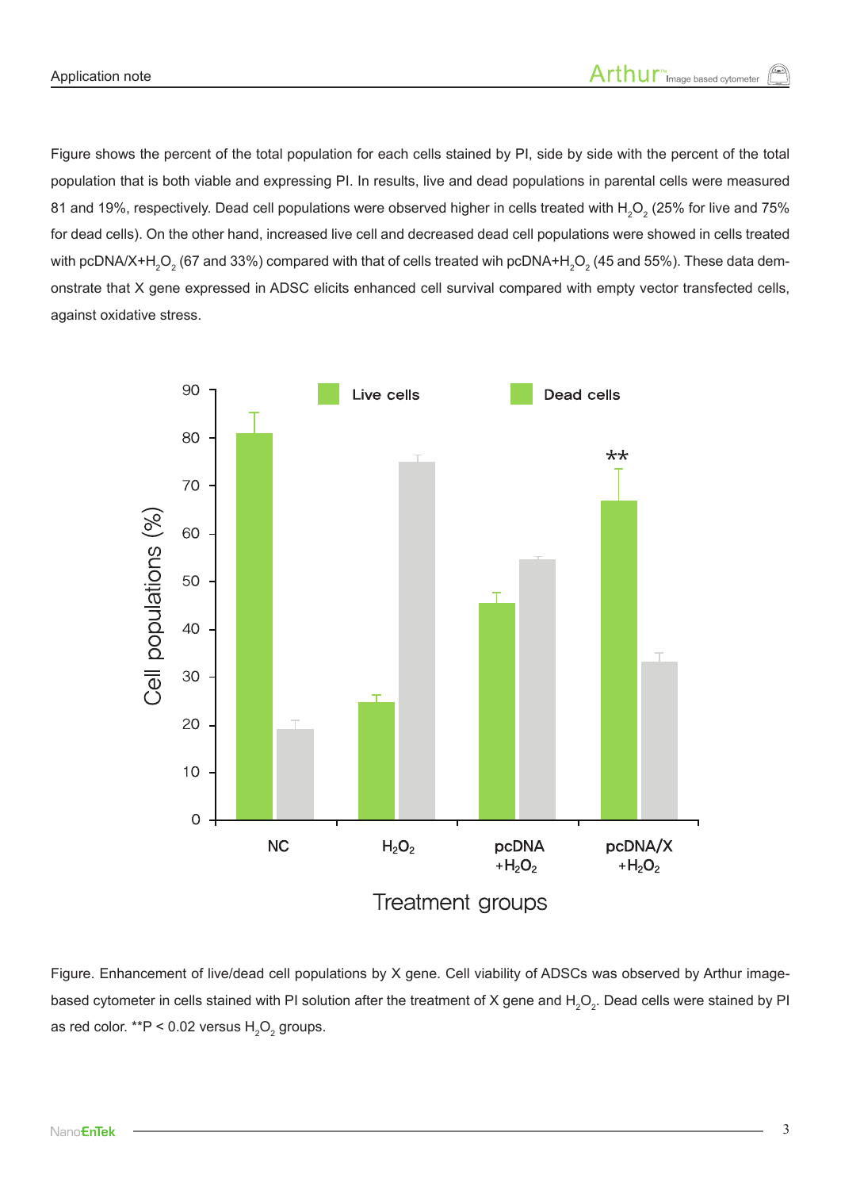Figure shows the percent of the total population for each cells stained by PI, side by side with the percent of the total population that is both viable and expressing PI. In results, live and dead populations in parental cells were measured 81 and 19%, respectively. Dead cell populations were observed higher in cells treated with $H_2O_2$ (25% for live and 75% for dead cells). On the other hand, increased live cell and decreased dead cell populations were showed in cells treated with pcDNA/X+$H_2O_2$ (67 and 33%) compared with that of cells treated wih pcDNA+$H_2O_2$ (45 and 55%). These data demonstrate that X gene expressed in ADSC elicits enhanced cell survival compared with empty vector transfected cells, against oxidative stress.

Figure. Enhancement of live/dead cell populations by X gene. Cell viability of ADSCs was observed by Arthur image-based cytometer in cells stained with PI solution after the treatment of X gene and $H_2O_2$. Dead cells were stained by PI as red color. **P < 0.02 versus $H_2O_2$ groups.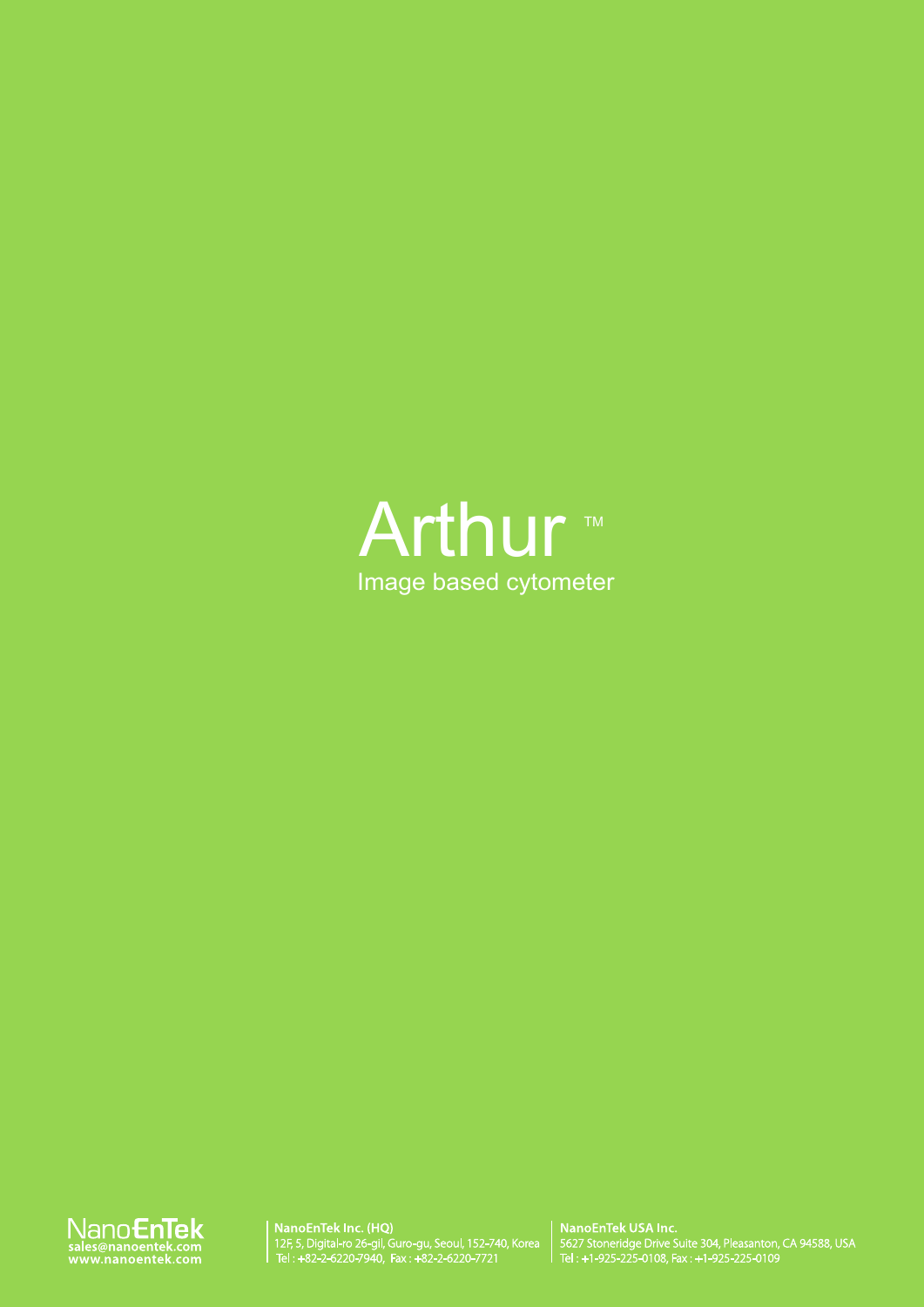# Arthur ™

Image based cytometer

NanoEnTek
sales@nanoentek.com
www.nanoentek.com

**NanoEnTek Inc. (HQ)**
12F, 5, Digital-ro 26-gil, Guro-gu, Seoul, 152-740, Korea
Tel : +82-2-6220-7940, Fax : +82-2-6220-7721

**NanoEnTek USA Inc.**
5627 Stoneridge Drive Suite 304, Pleasanton, CA 94588, USA
Tel : +1-925-225-0108, Fax : +1-925-225-0109